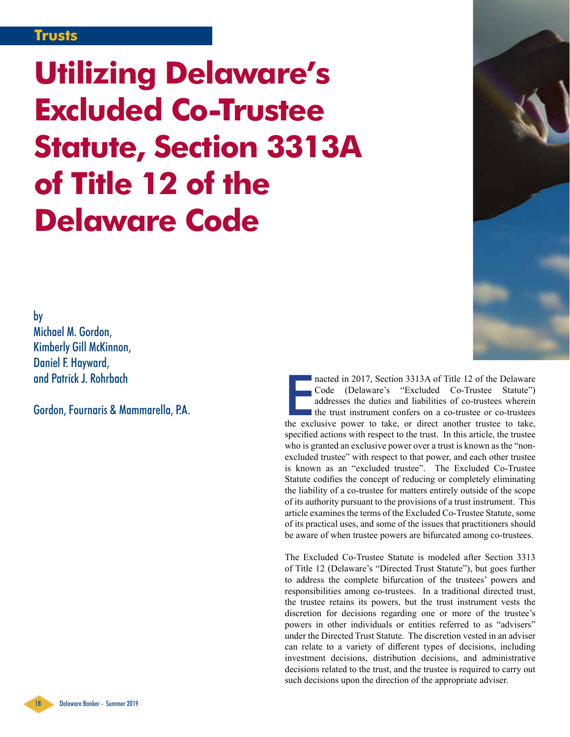Trusts

# Utilizing Delaware's Excluded Co-Trustee Statute, Section 3313A of Title 12 of the Delaware Code

by
Michael M. Gordon,
Kimberly Gill McKinnon,
Daniel F. Hayward,
and Patrick J. Rohrbach

Gordon, Fournaris & Mammarella, P.A.

Enacted in 2017, Section 3313A of Title 12 of the Delaware Code (Delaware's "Excluded Co-Trustee Statute") addresses the duties and liabilities of co-trustees wherein the trust instrument confers on a co-trustee or co-trustees the exclusive power to take, or direct another trustee to take, specified actions with respect to the trust. In this article, the trustee who is granted an exclusive power over a trust is known as the "non-excluded trustee" with respect to that power, and each other trustee is known as an "excluded trustee". The Excluded Co-Trustee Statute codifies the concept of reducing or completely eliminating the liability of a co-trustee for matters entirely outside of the scope of its authority pursuant to the provisions of a trust instrument. This article examines the terms of the Excluded Co-Trustee Statute, some of its practical uses, and some of the issues that practitioners should be aware of when trustee powers are bifurcated among co-trustees.

The Excluded Co-Trustee Statute is modeled after Section 3313 of Title 12 (Delaware's "Directed Trust Statute"), but goes further to address the complete bifurcation of the trustees' powers and responsibilities among co-trustees. In a traditional directed trust, the trustee retains its powers, but the trust instrument vests the discretion for decisions regarding one or more of the trustee's powers in other individuals or entities referred to as "advisers" under the Directed Trust Statute. The discretion vested in an adviser can relate to a variety of different types of decisions, including investment decisions, distribution decisions, and administrative decisions related to the trust, and the trustee is required to carry out such decisions upon the direction of the appropriate adviser.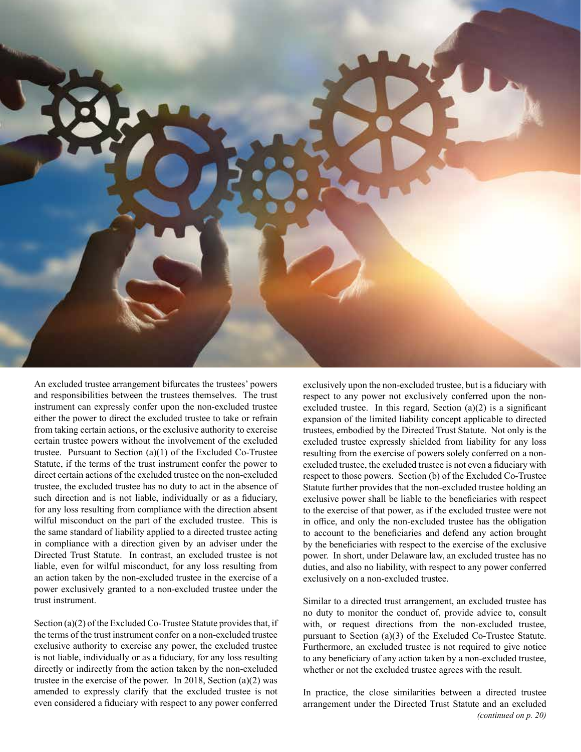An excluded trustee arrangement bifurcates the trustees' powers and responsibilities between the trustees themselves. The trust instrument can expressly confer upon the non-excluded trustee either the power to direct the excluded trustee to take or refrain from taking certain actions, or the exclusive authority to exercise certain trustee powers without the involvement of the excluded trustee. Pursuant to Section (a)(1) of the Excluded Co-Trustee Statute, if the terms of the trust instrument confer the power to direct certain actions of the excluded trustee on the non-excluded trustee, the excluded trustee has no duty to act in the absence of such direction and is not liable, individually or as a fiduciary, for any loss resulting from compliance with the direction absent wilful misconduct on the part of the excluded trustee. This is the same standard of liability applied to a directed trustee acting in compliance with a direction given by an adviser under the Directed Trust Statute. In contrast, an excluded trustee is not liable, even for wilful misconduct, for any loss resulting from an action taken by the non-excluded trustee in the exercise of a power exclusively granted to a non-excluded trustee under the trust instrument.

Section (a)(2) of the Excluded Co-Trustee Statute provides that, if the terms of the trust instrument confer on a non-excluded trustee exclusive authority to exercise any power, the excluded trustee is not liable, individually or as a fiduciary, for any loss resulting directly or indirectly from the action taken by the non-excluded trustee in the exercise of the power. In 2018, Section (a)(2) was amended to expressly clarify that the excluded trustee is not even considered a fiduciary with respect to any power conferred exclusively upon the non-excluded trustee, but is a fiduciary with respect to any power not exclusively conferred upon the non-excluded trustee. In this regard, Section (a)(2) is a significant expansion of the limited liability concept applicable to directed trustees, embodied by the Directed Trust Statute. Not only is the excluded trustee expressly shielded from liability for any loss resulting from the exercise of powers solely conferred on a non-excluded trustee, the excluded trustee is not even a fiduciary with respect to those powers. Section (b) of the Excluded Co-Trustee Statute further provides that the non-excluded trustee holding an exclusive power shall be liable to the beneficiaries with respect to the exercise of that power, as if the excluded trustee were not in office, and only the non-excluded trustee has the obligation to account to the beneficiaries and defend any action brought by the beneficiaries with respect to the exercise of the exclusive power. In short, under Delaware law, an excluded trustee has no duties, and also no liability, with respect to any power conferred exclusively on a non-excluded trustee.

Similar to a directed trust arrangement, an excluded trustee has no duty to monitor the conduct of, provide advice to, consult with, or request directions from the non-excluded trustee, pursuant to Section (a)(3) of the Excluded Co-Trustee Statute. Furthermore, an excluded trustee is not required to give notice to any beneficiary of any action taken by a non-excluded trustee, whether or not the excluded trustee agrees with the result.

In practice, the close similarities between a directed trustee arrangement under the Directed Trust Statute and an excluded

*(continued on p. 20)*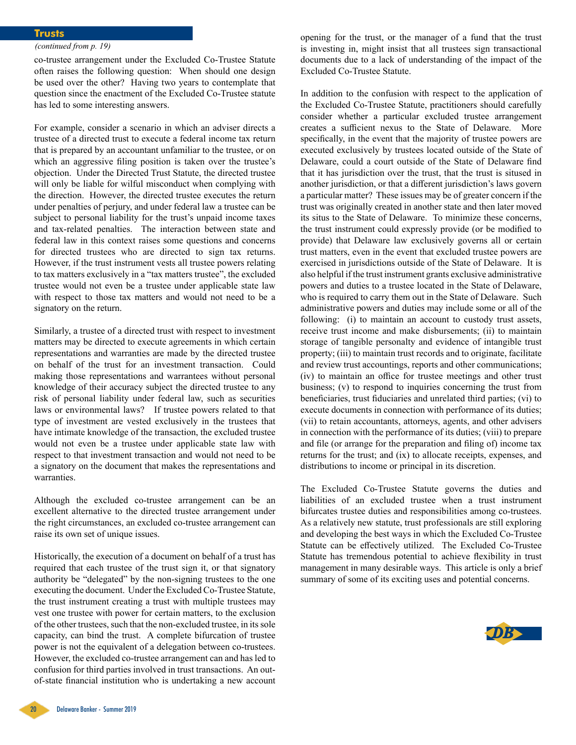## Trusts

*(continued from p. 19)*

co-trustee arrangement under the Excluded Co-Trustee Statute often raises the following question: When should one design be used over the other? Having two years to contemplate that question since the enactment of the Excluded Co-Trustee statute has led to some interesting answers.

For example, consider a scenario in which an adviser directs a trustee of a directed trust to execute a federal income tax return that is prepared by an accountant unfamiliar to the trustee, or on which an aggressive filing position is taken over the trustee's objection. Under the Directed Trust Statute, the directed trustee will only be liable for wilful misconduct when complying with the direction. However, the directed trustee executes the return under penalties of perjury, and under federal law a trustee can be subject to personal liability for the trust's unpaid income taxes and tax-related penalties. The interaction between state and federal law in this context raises some questions and concerns for directed trustees who are directed to sign tax returns. However, if the trust instrument vests all trustee powers relating to tax matters exclusively in a "tax matters trustee", the excluded trustee would not even be a trustee under applicable state law with respect to those tax matters and would not need to be a signatory on the return.

Similarly, a trustee of a directed trust with respect to investment matters may be directed to execute agreements in which certain representations and warranties are made by the directed trustee on behalf of the trust for an investment transaction. Could making those representations and warrantees without personal knowledge of their accuracy subject the directed trustee to any risk of personal liability under federal law, such as securities laws or environmental laws? If trustee powers related to that type of investment are vested exclusively in the trustees that have intimate knowledge of the transaction, the excluded trustee would not even be a trustee under applicable state law with respect to that investment transaction and would not need to be a signatory on the document that makes the representations and warranties.

Although the excluded co-trustee arrangement can be an excellent alternative to the directed trustee arrangement under the right circumstances, an excluded co-trustee arrangement can raise its own set of unique issues.

Historically, the execution of a document on behalf of a trust has required that each trustee of the trust sign it, or that signatory authority be "delegated" by the non-signing trustees to the one executing the document. Under the Excluded Co-Trustee Statute, the trust instrument creating a trust with multiple trustees may vest one trustee with power for certain matters, to the exclusion of the other trustees, such that the non-excluded trustee, in its sole capacity, can bind the trust. A complete bifurcation of trustee power is not the equivalent of a delegation between co-trustees. However, the excluded co-trustee arrangement can and has led to confusion for third parties involved in trust transactions. An out-of-state financial institution who is undertaking a new account opening for the trust, or the manager of a fund that the trust is investing in, might insist that all trustees sign transactional documents due to a lack of understanding of the impact of the Excluded Co-Trustee Statute.

In addition to the confusion with respect to the application of the Excluded Co-Trustee Statute, practitioners should carefully consider whether a particular excluded trustee arrangement creates a sufficient nexus to the State of Delaware. More specifically, in the event that the majority of trustee powers are executed exclusively by trustees located outside of the State of Delaware, could a court outside of the State of Delaware find that it has jurisdiction over the trust, that the trust is sitused in another jurisdiction, or that a different jurisdiction's laws govern a particular matter? These issues may be of greater concern if the trust was originally created in another state and then later moved its situs to the State of Delaware. To minimize these concerns, the trust instrument could expressly provide (or be modified to provide) that Delaware law exclusively governs all or certain trust matters, even in the event that excluded trustee powers are exercised in jurisdictions outside of the State of Delaware. It is also helpful if the trust instrument grants exclusive administrative powers and duties to a trustee located in the State of Delaware, who is required to carry them out in the State of Delaware. Such administrative powers and duties may include some or all of the following: (i) to maintain an account to custody trust assets, receive trust income and make disbursements; (ii) to maintain storage of tangible personalty and evidence of intangible trust property; (iii) to maintain trust records and to originate, facilitate and review trust accountings, reports and other communications; (iv) to maintain an office for trustee meetings and other trust business; (v) to respond to inquiries concerning the trust from beneficiaries, trust fiduciaries and unrelated third parties; (vi) to execute documents in connection with performance of its duties; (vii) to retain accountants, attorneys, agents, and other advisers in connection with the performance of its duties; (viii) to prepare and file (or arrange for the preparation and filing of) income tax returns for the trust; and (ix) to allocate receipts, expenses, and distributions to income or principal in its discretion.

The Excluded Co-Trustee Statute governs the duties and liabilities of an excluded trustee when a trust instrument bifurcates trustee duties and responsibilities among co-trustees. As a relatively new statute, trust professionals are still exploring and developing the best ways in which the Excluded Co-Trustee Statute can be effectively utilized. The Excluded Co-Trustee Statute has tremendous potential to achieve flexibility in trust management in many desirable ways. This article is only a brief summary of some of its exciting uses and potential concerns.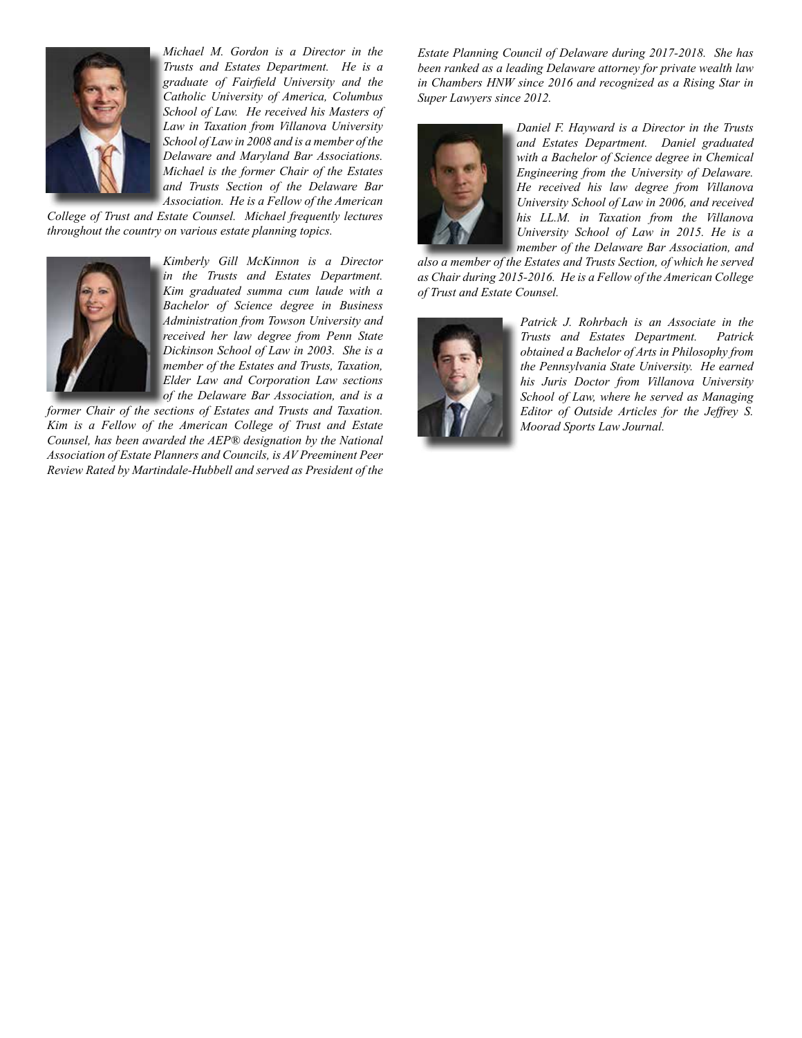*Michael M. Gordon is a Director in the Trusts and Estates Department. He is a graduate of Fairfield University and the Catholic University of America, Columbus School of Law. He received his Masters of Law in Taxation from Villanova University School of Law in 2008 and is a member of the Delaware and Maryland Bar Associations. Michael is the former Chair of the Estates and Trusts Section of the Delaware Bar Association. He is a Fellow of the American College of Trust and Estate Counsel. Michael frequently lectures throughout the country on various estate planning topics.*

*Kimberly Gill McKinnon is a Director in the Trusts and Estates Department. Kim graduated summa cum laude with a Bachelor of Science degree in Business Administration from Towson University and received her law degree from Penn State Dickinson School of Law in 2003. She is a member of the Estates and Trusts, Taxation, Elder Law and Corporation Law sections of the Delaware Bar Association, and is a former Chair of the sections of Estates and Trusts and Taxation. Kim is a Fellow of the American College of Trust and Estate Counsel, has been awarded the AEP® designation by the National Association of Estate Planners and Councils, is AV Preeminent Peer Review Rated by Martindale-Hubbell and served as President of the Estate Planning Council of Delaware during 2017-2018. She has been ranked as a leading Delaware attorney for private wealth law in Chambers HNW since 2016 and recognized as a Rising Star in Super Lawyers since 2012.*

*Daniel F. Hayward is a Director in the Trusts and Estates Department. Daniel graduated with a Bachelor of Science degree in Chemical Engineering from the University of Delaware. He received his law degree from Villanova University School of Law in 2006, and received his LL.M. in Taxation from the Villanova University School of Law in 2015. He is a member of the Delaware Bar Association, and also a member of the Estates and Trusts Section, of which he served as Chair during 2015-2016. He is a Fellow of the American College of Trust and Estate Counsel.*

*Patrick J. Rohrbach is an Associate in the Trusts and Estates Department. Patrick obtained a Bachelor of Arts in Philosophy from the Pennsylvania State University. He earned his Juris Doctor from Villanova University School of Law, where he served as Managing Editor of Outside Articles for the Jeffrey S. Moorad Sports Law Journal.*